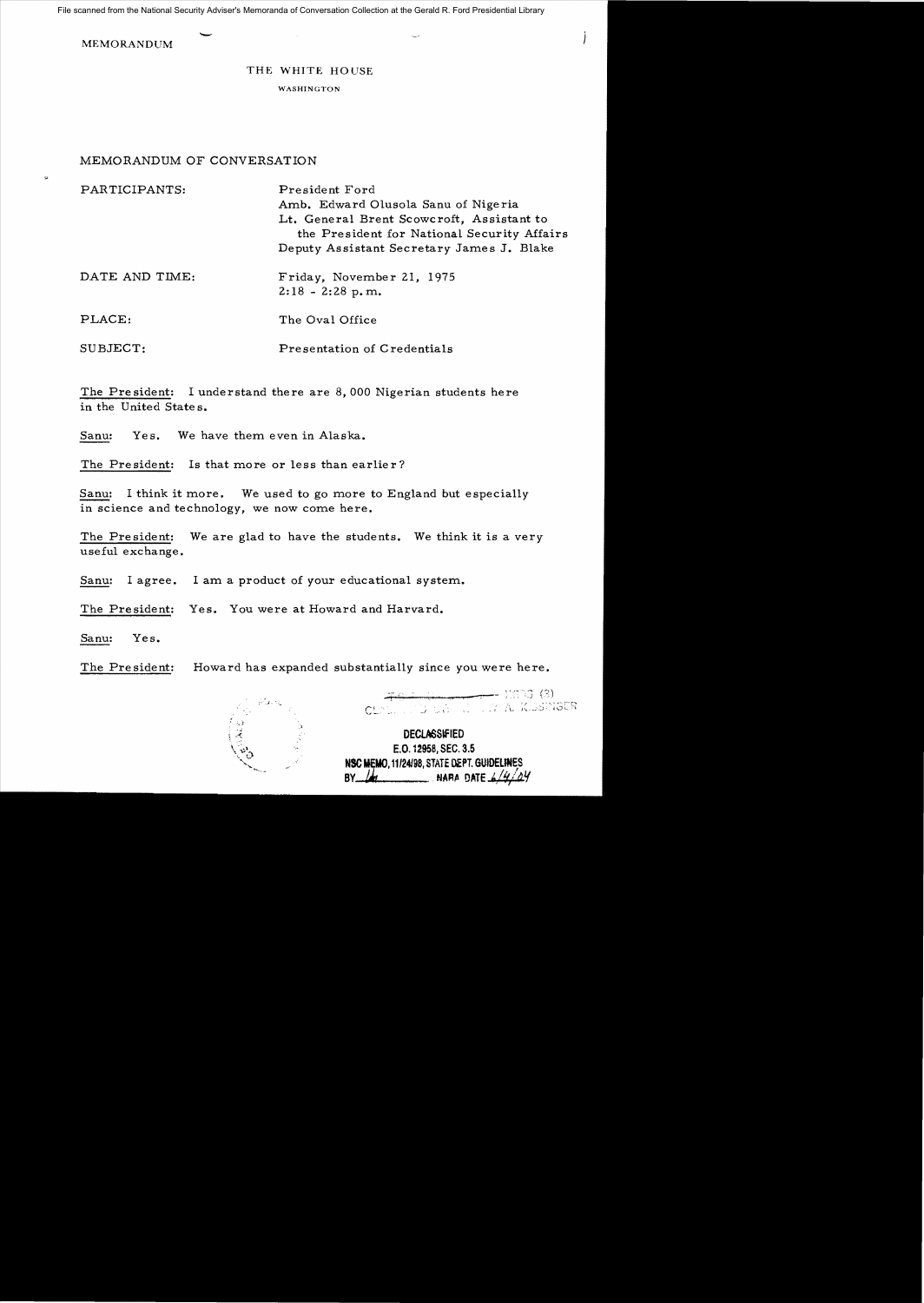File scanned from the National Security Adviser's Memoranda of Conversation Collection at the Gerald R. Ford Presidential Library

MEMORANDUM

THE WHITE HOUSE

WASHINGTON

MEMORANDUM OF CONVERSATION

PARTICIPANTS: President Ford
Amb. Edward Olusola Sanu of Nigeria
Lt. General Brent Scowcroft, Assistant to the President for National Security Affairs
Deputy Assistant Secretary James J. Blake

DATE AND TIME: Friday, November 21, 1975
2:18 - 2:28 p.m.

PLACE: The Oval Office

SUBJECT: Presentation of Credentials

The President: I understand there are 8,000 Nigerian students here in the United States.

Sanu: Yes. We have them even in Alaska.

The President: Is that more or less than earlier?

Sanu: I think it more. We used to go more to England but especially in science and technology, we now come here.

The President: We are glad to have the students. We think it is a very useful exchange.

Sanu: I agree. I am a product of your educational system.

The President: Yes. You were at Howard and Harvard.

Sanu: Yes.

The President: Howard has expanded substantially since you were here.

CLASSIFIED BY HENRY A. KISSINGER

DECLASSIFIED
E.O. 12958, SEC. 3.5
NSC MEMO, 11/24/98, STATE DEPT. GUIDELINES
BY [illegible] NARA DATE 6/4/04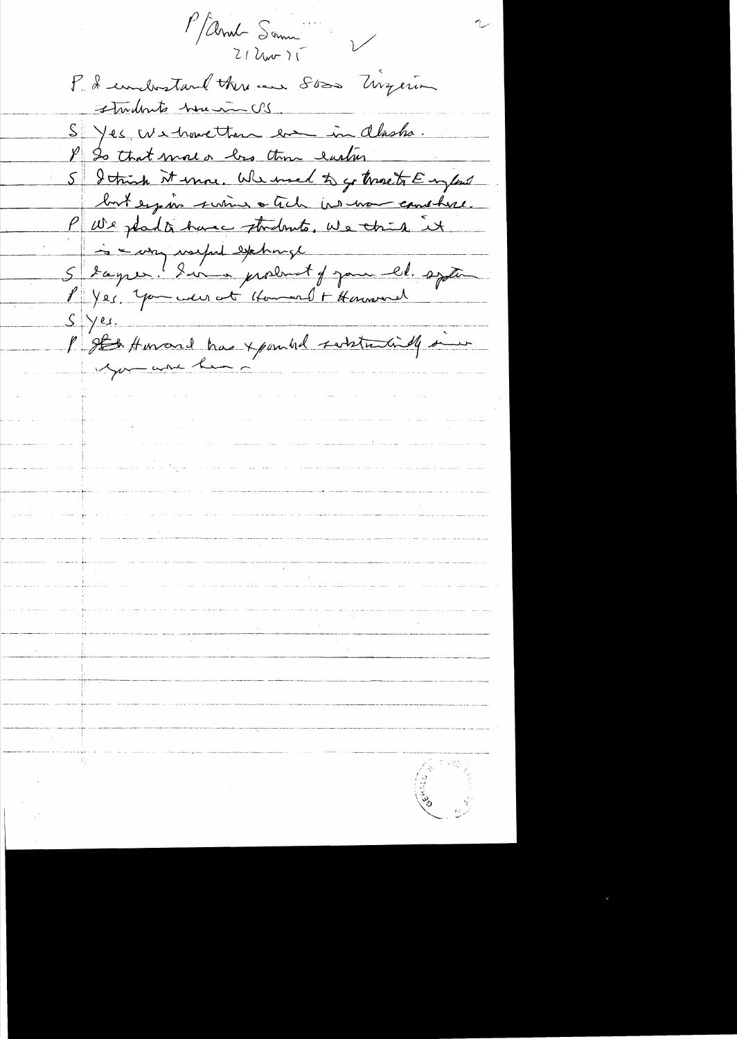P/Arab Summit

21 Nov 75

P. I understand there are 8000 Nigerian students here in US.

S. Yes. We have them even in Alaska.

P. So that more or less than earlier

S. I think it more. We used to go mostly to England but engineering science & tech is now easier here.

P. We glad to have students. We think it is a very useful exchange

S. I agree! I am a product of your ed. system

P. Yes. You were at Howard & Harvard

S. Yes.

P. Howard has expanded substantially since you were here.